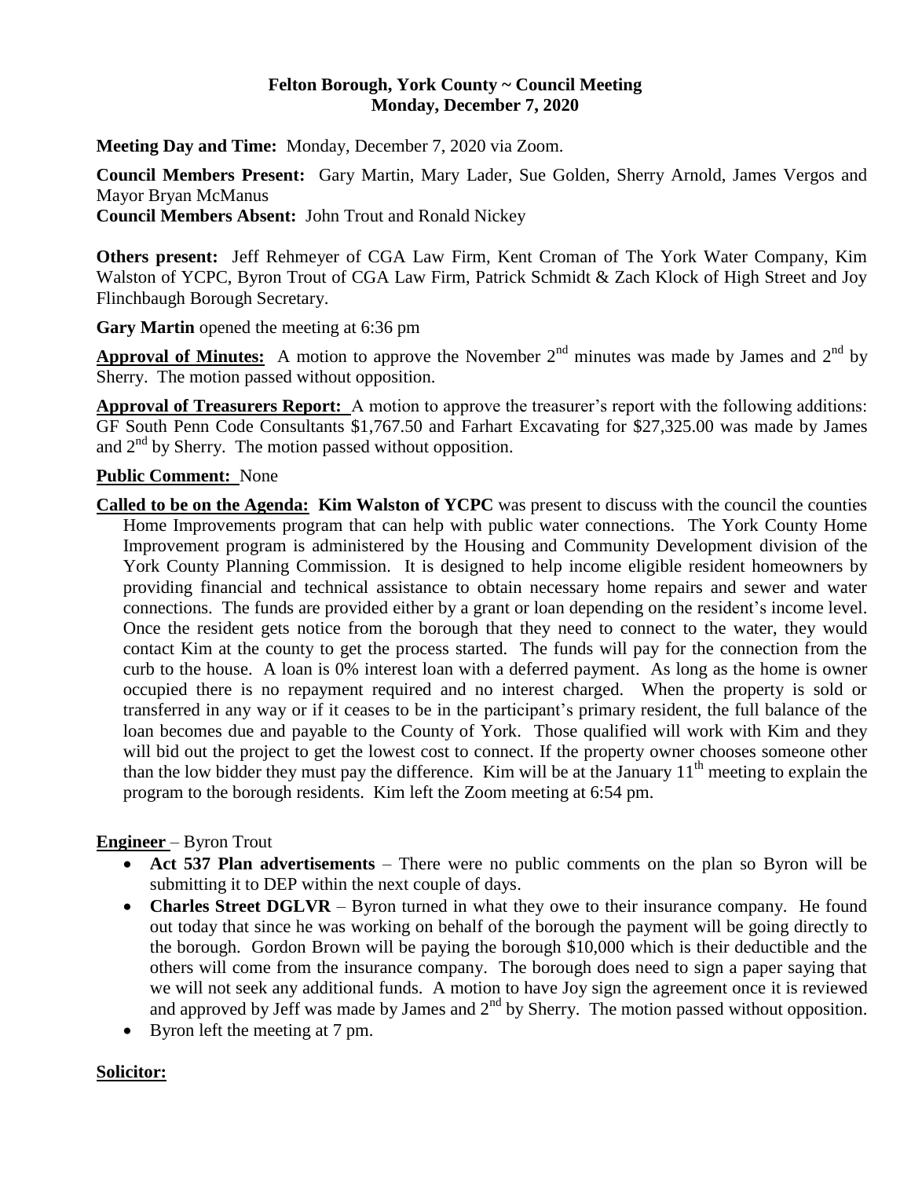**Felton Borough, York County ~ Council Meeting**
**Monday, December 7, 2020**

**Meeting Day and Time:** Monday, December 7, 2020 via Zoom.

**Council Members Present:** Gary Martin, Mary Lader, Sue Golden, Sherry Arnold, James Vergos and Mayor Bryan McManus
**Council Members Absent:** John Trout and Ronald Nickey

**Others present:** Jeff Rehmeyer of CGA Law Firm, Kent Croman of The York Water Company, Kim Walston of YCPC, Byron Trout of CGA Law Firm, Patrick Schmidt & Zach Klock of High Street and Joy Flinchbaugh Borough Secretary.

**Gary Martin** opened the meeting at 6:36 pm

**Approval of Minutes:** A motion to approve the November 2nd minutes was made by James and 2nd by Sherry. The motion passed without opposition.

**Approval of Treasurers Report:** A motion to approve the treasurer's report with the following additions: GF South Penn Code Consultants $1,767.50 and Farhart Excavating for $27,325.00 was made by James and 2nd by Sherry. The motion passed without opposition.

**Public Comment:** None

**Called to be on the Agenda: Kim Walston of YCPC** was present to discuss with the council the counties Home Improvements program that can help with public water connections. The York County Home Improvement program is administered by the Housing and Community Development division of the York County Planning Commission. It is designed to help income eligible resident homeowners by providing financial and technical assistance to obtain necessary home repairs and sewer and water connections. The funds are provided either by a grant or loan depending on the resident's income level. Once the resident gets notice from the borough that they need to connect to the water, they would contact Kim at the county to get the process started. The funds will pay for the connection from the curb to the house. A loan is 0% interest loan with a deferred payment. As long as the home is owner occupied there is no repayment required and no interest charged. When the property is sold or transferred in any way or if it ceases to be in the participant's primary resident, the full balance of the loan becomes due and payable to the County of York. Those qualified will work with Kim and they will bid out the project to get the lowest cost to connect. If the property owner chooses someone other than the low bidder they must pay the difference. Kim will be at the January 11th meeting to explain the program to the borough residents. Kim left the Zoom meeting at 6:54 pm.

**Engineer** – Byron Trout

- **Act 537 Plan advertisements** – There were no public comments on the plan so Byron will be submitting it to DEP within the next couple of days.
- **Charles Street DGLVR** – Byron turned in what they owe to their insurance company. He found out today that since he was working on behalf of the borough the payment will be going directly to the borough. Gordon Brown will be paying the borough $10,000 which is their deductible and the others will come from the insurance company. The borough does need to sign a paper saying that we will not seek any additional funds. A motion to have Joy sign the agreement once it is reviewed and approved by Jeff was made by James and 2nd by Sherry. The motion passed without opposition.
- Byron left the meeting at 7 pm.

**Solicitor:**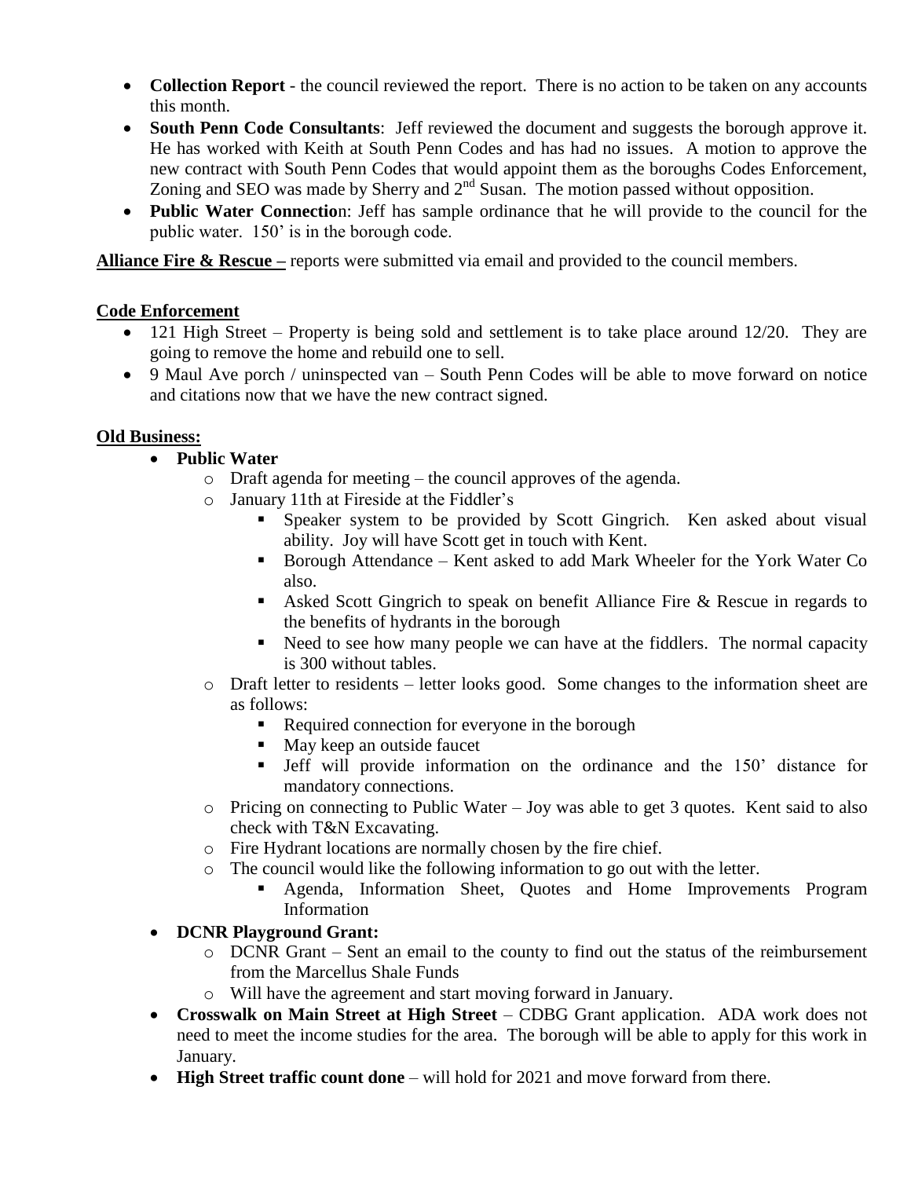- **Collection Report** - the council reviewed the report. There is no action to be taken on any accounts this month.
- **South Penn Code Consultants**: Jeff reviewed the document and suggests the borough approve it. He has worked with Keith at South Penn Codes and has had no issues. A motion to approve the new contract with South Penn Codes that would appoint them as the boroughs Codes Enforcement, Zoning and SEO was made by Sherry and 2nd Susan. The motion passed without opposition.
- **Public Water Connectio**n: Jeff has sample ordinance that he will provide to the council for the public water. 150' is in the borough code.

**Alliance Fire & Rescue –** reports were submitted via email and provided to the council members.

**Code Enforcement**

- 121 High Street – Property is being sold and settlement is to take place around 12/20. They are going to remove the home and rebuild one to sell.
- 9 Maul Ave porch / uninspected van – South Penn Codes will be able to move forward on notice and citations now that we have the new contract signed.

**Old Business:**

- **Public Water**
  - Draft agenda for meeting – the council approves of the agenda.
  - January 11th at Fireside at the Fiddler's
    - Speaker system to be provided by Scott Gingrich. Ken asked about visual ability. Joy will have Scott get in touch with Kent.
    - Borough Attendance – Kent asked to add Mark Wheeler for the York Water Co also.
    - Asked Scott Gingrich to speak on benefit Alliance Fire & Rescue in regards to the benefits of hydrants in the borough
    - Need to see how many people we can have at the fiddlers. The normal capacity is 300 without tables.
  - Draft letter to residents – letter looks good. Some changes to the information sheet are as follows:
    - Required connection for everyone in the borough
    - May keep an outside faucet
    - Jeff will provide information on the ordinance and the 150' distance for mandatory connections.
  - Pricing on connecting to Public Water – Joy was able to get 3 quotes. Kent said to also check with T&N Excavating.
  - Fire Hydrant locations are normally chosen by the fire chief.
  - The council would like the following information to go out with the letter.
    - Agenda, Information Sheet, Quotes and Home Improvements Program Information
- **DCNR Playground Grant:**
  - DCNR Grant – Sent an email to the county to find out the status of the reimbursement from the Marcellus Shale Funds
  - Will have the agreement and start moving forward in January.
- **Crosswalk on Main Street at High Street** – CDBG Grant application. ADA work does not need to meet the income studies for the area. The borough will be able to apply for this work in January.
- **High Street traffic count done** – will hold for 2021 and move forward from there.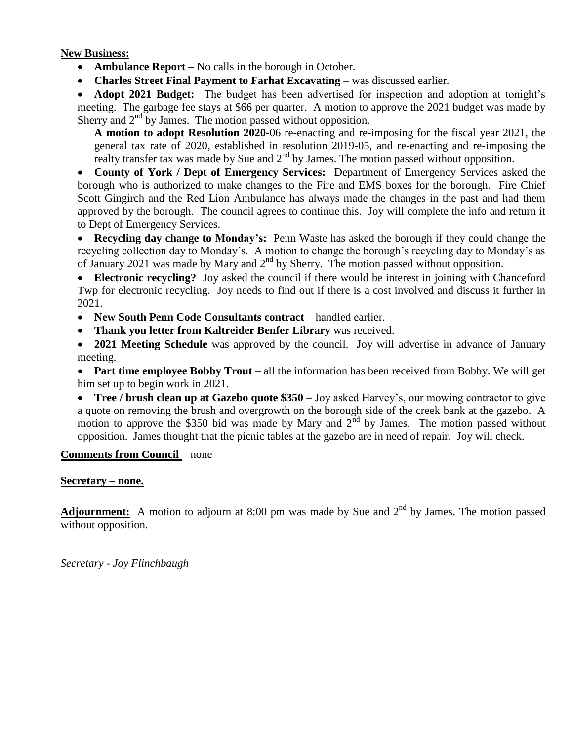**New Business:**

- **Ambulance Report –** No calls in the borough in October.
- **Charles Street Final Payment to Farhat Excavating** – was discussed earlier.
- **Adopt 2021 Budget:** The budget has been advertised for inspection and adoption at tonight's meeting. The garbage fee stays at $66 per quarter. A motion to approve the 2021 budget was made by Sherry and 2nd by James. The motion passed without opposition.

  **A motion to adopt Resolution 2020**-06 re-enacting and re-imposing for the fiscal year 2021, the general tax rate of 2020, established in resolution 2019-05, and re-enacting and re-imposing the realty transfer tax was made by Sue and 2nd by James. The motion passed without opposition.
- **County of York / Dept of Emergency Services:** Department of Emergency Services asked the borough who is authorized to make changes to the Fire and EMS boxes for the borough. Fire Chief Scott Gingirch and the Red Lion Ambulance has always made the changes in the past and had them approved by the borough. The council agrees to continue this. Joy will complete the info and return it to Dept of Emergency Services.
- **Recycling day change to Monday's:** Penn Waste has asked the borough if they could change the recycling collection day to Monday's. A motion to change the borough's recycling day to Monday's as of January 2021 was made by Mary and 2nd by Sherry. The motion passed without opposition.
- **Electronic recycling?** Joy asked the council if there would be interest in joining with Chanceford Twp for electronic recycling. Joy needs to find out if there is a cost involved and discuss it further in 2021.
- **New South Penn Code Consultants contract** – handled earlier.
- **Thank you letter from Kaltreider Benfer Library** was received.
- **2021 Meeting Schedule** was approved by the council. Joy will advertise in advance of January meeting.
- **Part time employee Bobby Trout** – all the information has been received from Bobby. We will get him set up to begin work in 2021.
- **Tree / brush clean up at Gazebo quote $350** – Joy asked Harvey's, our mowing contractor to give a quote on removing the brush and overgrowth on the borough side of the creek bank at the gazebo. A motion to approve the $350 bid was made by Mary and 2nd by James. The motion passed without opposition. James thought that the picnic tables at the gazebo are in need of repair. Joy will check.

**Comments from Council** – none

**Secretary – none.**

**Adjournment:** A motion to adjourn at 8:00 pm was made by Sue and 2nd by James. The motion passed without opposition.

*Secretary - Joy Flinchbaugh*